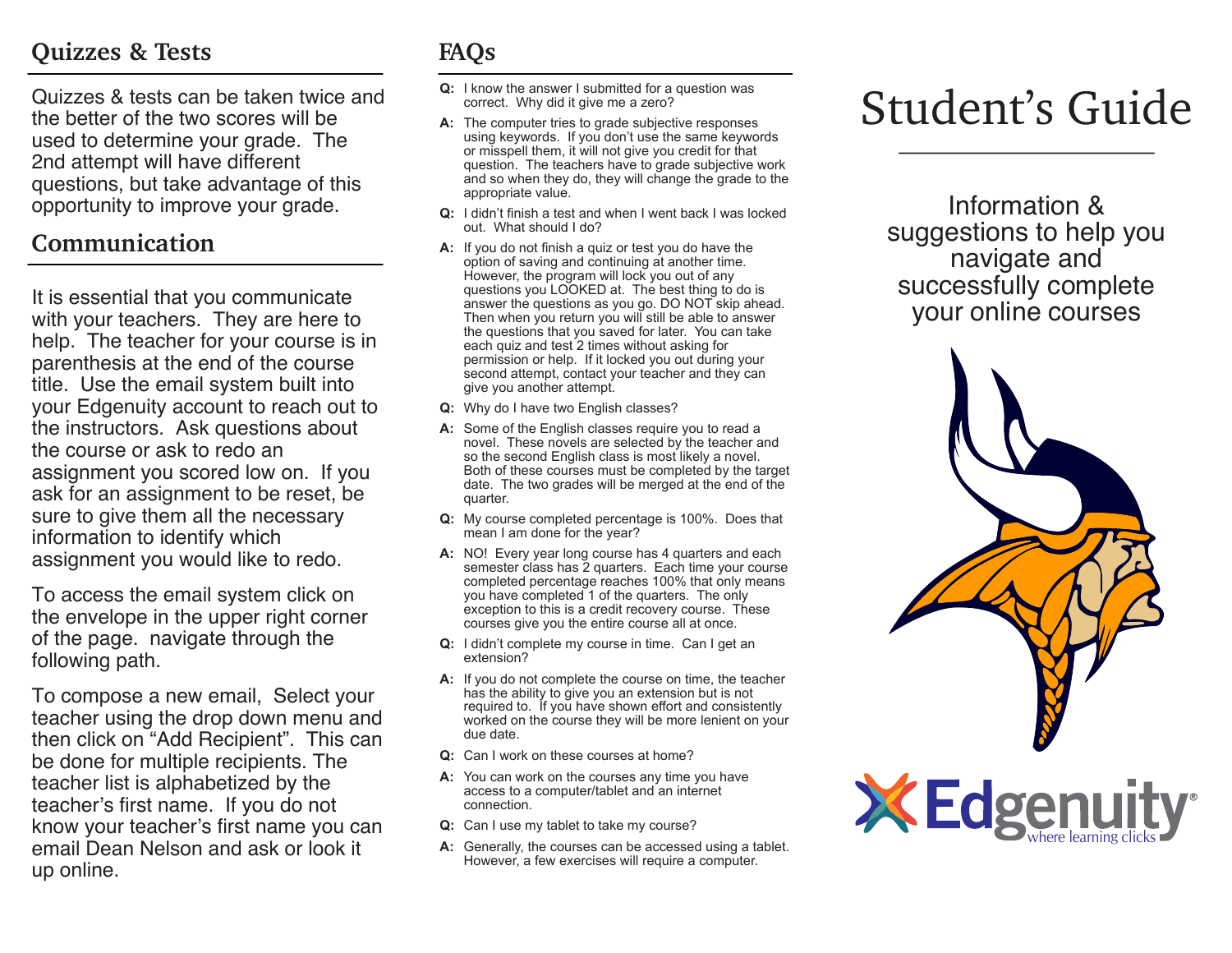## Quizzes & Tests

Quizzes & tests can be taken twice and the better of the two scores will be used to determine your grade. The 2nd attempt will have different questions, but take advantage of this opportunity to improve your grade.

## Communication

It is essential that you communicate with your teachers. They are here to help. The teacher for your course is in parenthesis at the end of the course title. Use the email system built into your Edgenuity account to reach out to the instructors. Ask questions about the course or ask to redo an assignment you scored low on. If you ask for an assignment to be reset, be sure to give them all the necessary information to identify which assignment you would like to redo.

To access the email system click on the envelope in the upper right corner of the page. navigate through the following path.

To compose a new email, Select your teacher using the drop down menu and then click on "Add Recipient". This can be done for multiple recipients. The teacher list is alphabetized by the teacher's first name. If you do not know your teacher's first name you can email Dean Nelson and ask or look it up online.

## FAQs

**Q:** I know the answer I submitted for a question was correct. Why did it give me a zero?

**A:** The computer tries to grade subjective responses using keywords. If you don't use the same keywords or misspell them, it will not give you credit for that question. The teachers have to grade subjective work and so when they do, they will change the grade to the appropriate value.

**Q:** I didn't finish a test and when I went back I was locked out. What should I do?

**A:** If you do not finish a quiz or test you do have the option of saving and continuing at another time. However, the program will lock you out of any questions you LOOKED at. The best thing to do is answer the questions as you go. DO NOT skip ahead. Then when you return you will still be able to answer the questions that you saved for later. You can take each quiz and test 2 times without asking for permission or help. If it locked you out during your second attempt, contact your teacher and they can give you another attempt.

**Q:** Why do I have two English classes?

**A:** Some of the English classes require you to read a novel. These novels are selected by the teacher and so the second English class is most likely a novel. Both of these courses must be completed by the target date. The two grades will be merged at the end of the quarter.

**Q:** My course completed percentage is 100%. Does that mean I am done for the year?

**A:** NO! Every year long course has 4 quarters and each semester class has 2 quarters. Each time your course completed percentage reaches 100% that only means you have completed 1 of the quarters. The only exception to this is a credit recovery course. These courses give you the entire course all at once.

**Q:** I didn't complete my course in time. Can I get an extension?

**A:** If you do not complete the course on time, the teacher has the ability to give you an extension but is not required to. If you have shown effort and consistently worked on the course they will be more lenient on your due date.

**Q:** Can I work on these courses at home?

**A:** You can work on the courses any time you have access to a computer/tablet and an internet connection.

**Q:** Can I use my tablet to take my course?

**A:** Generally, the courses can be accessed using a tablet. However, a few exercises will require a computer.

# Student's Guide

Information & suggestions to help you navigate and successfully complete your online courses

Edgenuity® where learning clicks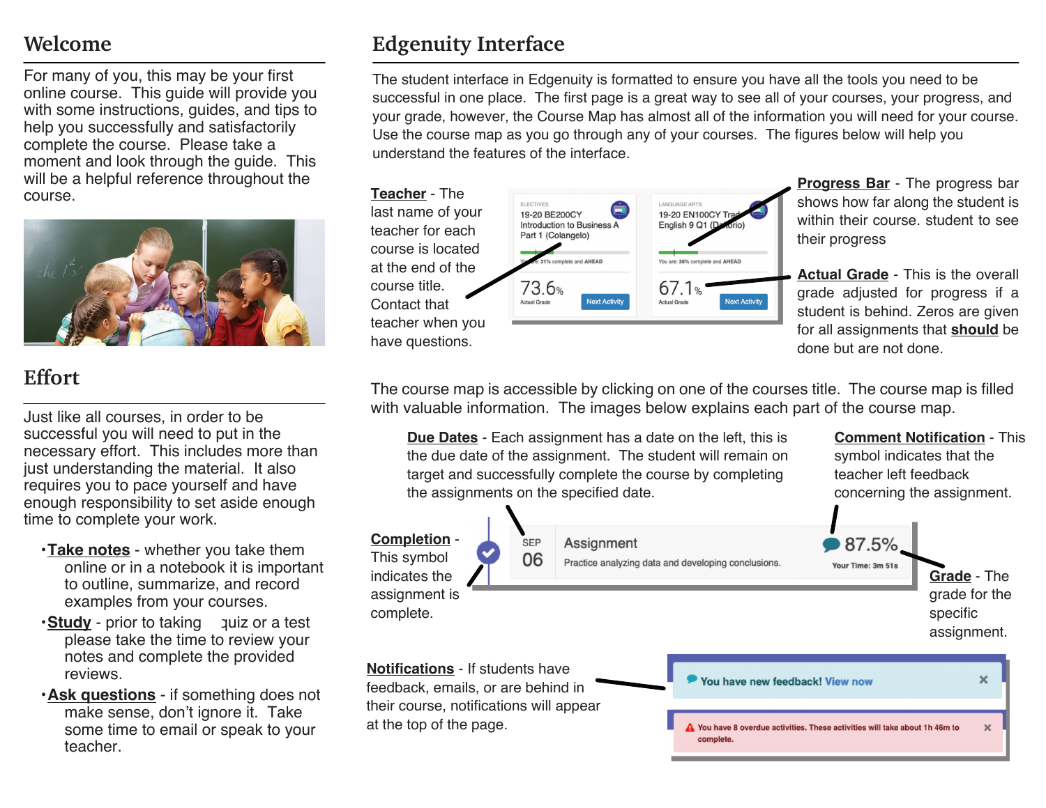## Welcome

For many of you, this may be your first online course. This guide will provide you with some instructions, guides, and tips to help you successfully and satisfactorily complete the course. Please take a moment and look through the guide. This will be a helpful reference throughout the course.

## Effort

Just like all courses, in order to be successful you will need to put in the necessary effort. This includes more than just understanding the material. It also requires you to pace yourself and have enough responsibility to set aside enough time to complete your work.

- **Take notes** - whether you take them online or in a notebook it is important to outline, summarize, and record examples from your courses.
- **Study** - prior to taking quiz or a test please take the time to review your notes and complete the provided reviews.
- **Ask questions** - if something does not make sense, don't ignore it. Take some time to email or speak to your teacher.

## Edgenuity Interface

The student interface in Edgenuity is formatted to ensure you have all the tools you need to be successful in one place. The first page is a great way to see all of your courses, your progress, and your grade, however, the Course Map has almost all of the information you will need for your course. Use the course map as you go through any of your courses. The figures below will help you understand the features of the interface.

**Teacher** - The last name of your teacher for each course is located at the end of the course title. Contact that teacher when you have questions.

**Progress Bar** - The progress bar shows how far along the student is within their course. student to see their progress

**Actual Grade** - This is the overall grade adjusted for progress if a student is behind. Zeros are given for all assignments that **should** be done but are not done.

ELECTIVES
19-20 BE200CY Introduction to Business A Part 1 (Colangelo)
You are: 31% complete and AHEAD
73.6%
Actual Grade
Next Activity

LANGUAGE ARTS
19-20 EN100CY Trad English 9 Q1 (DeSorio)
You are: 36% complete and AHEAD
67.1%
Actual Grade
Next Activity

The course map is accessible by clicking on one of the courses title. The course map is filled with valuable information. The images below explains each part of the course map.

**Due Dates** - Each assignment has a date on the left, this is the due date of the assignment. The student will remain on target and successfully complete the course by completing the assignments on the specified date.

**Comment Notification** - This symbol indicates that the teacher left feedback concerning the assignment.

**Completion** - This symbol indicates the assignment is complete.

SEP 06
Assignment
Practice analyzing data and developing conclusions.
87.5%
Your Time: 3m 51s

**Grade** - The grade for the specific assignment.

**Notifications** - If students have feedback, emails, or are behind in their course, notifications will appear at the top of the page.

You have new feedback! View now

You have 8 overdue activities. These activities will take about 1h 46m to complete.